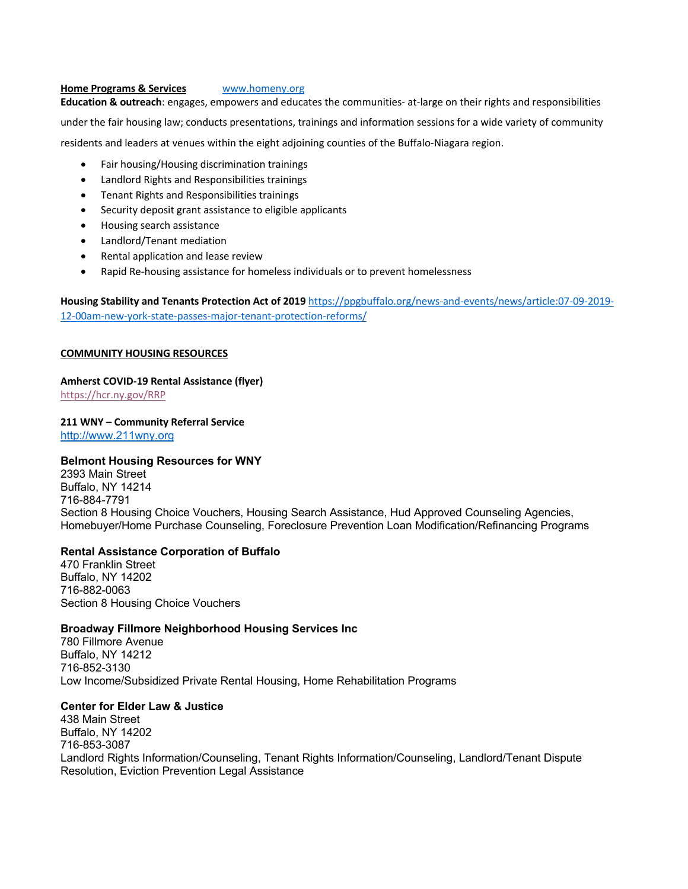**Home Programs & Services** [www.homeny.org](www.homeny.org)

**Education & outreach**: engages, empowers and educates the communities- at-large on their rights and responsibilities under the fair housing law; conducts presentations, trainings and information sessions for a wide variety of community residents and leaders at venues within the eight adjoining counties of the Buffalo-Niagara region.

- Fair housing/Housing discrimination trainings
- Landlord Rights and Responsibilities trainings
- Tenant Rights and Responsibilities trainings
- Security deposit grant assistance to eligible applicants
- Housing search assistance
- Landlord/Tenant mediation
- Rental application and lease review
- Rapid Re-housing assistance for homeless individuals or to prevent homelessness

**Housing Stability and Tenants Protection Act of 2019** https://ppgbuffalo.org/news-and-events/news/article:07-09-2019-12-00am-new-york-state-passes-major-tenant-protection-reforms/

## COMMUNITY HOUSING RESOURCES

**Amherst COVID-19 Rental Assistance (flyer)**
https://hcr.ny.gov/RRP

**211 WNY – Community Referral Service**
http://www.211wny.org

### Belmont Housing Resources for WNY
2393 Main Street
Buffalo, NY 14214
716-884-7791
Section 8 Housing Choice Vouchers, Housing Search Assistance, Hud Approved Counseling Agencies, Homebuyer/Home Purchase Counseling, Foreclosure Prevention Loan Modification/Refinancing Programs

### Rental Assistance Corporation of Buffalo
470 Franklin Street
Buffalo, NY 14202
716-882-0063
Section 8 Housing Choice Vouchers

### Broadway Fillmore Neighborhood Housing Services Inc
780 Fillmore Avenue
Buffalo, NY 14212
716-852-3130
Low Income/Subsidized Private Rental Housing, Home Rehabilitation Programs

### Center for Elder Law & Justice
438 Main Street
Buffalo, NY 14202
716-853-3087
Landlord Rights Information/Counseling, Tenant Rights Information/Counseling, Landlord/Tenant Dispute Resolution, Eviction Prevention Legal Assistance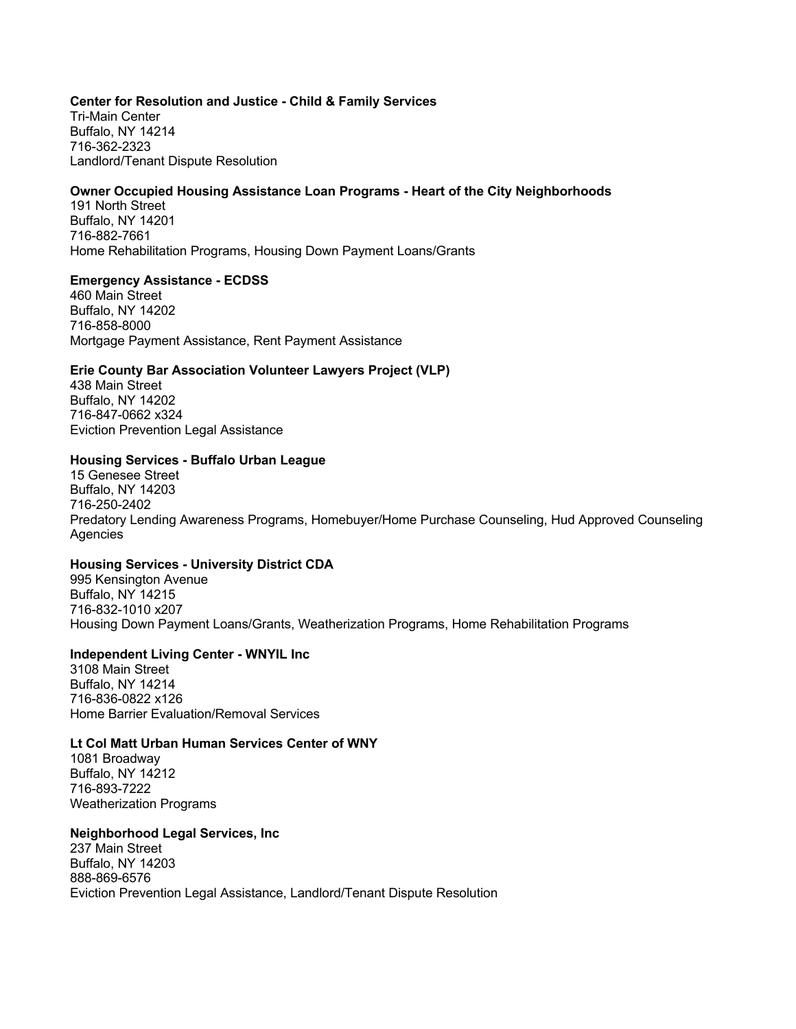**Center for Resolution and Justice - Child & Family Services**
Tri-Main Center
Buffalo, NY 14214
716-362-2323
Landlord/Tenant Dispute Resolution

**Owner Occupied Housing Assistance Loan Programs - Heart of the City Neighborhoods**
191 North Street
Buffalo, NY 14201
716-882-7661
Home Rehabilitation Programs, Housing Down Payment Loans/Grants

**Emergency Assistance - ECDSS**
460 Main Street
Buffalo, NY 14202
716-858-8000
Mortgage Payment Assistance, Rent Payment Assistance

**Erie County Bar Association Volunteer Lawyers Project (VLP)**
438 Main Street
Buffalo, NY 14202
716-847-0662 x324
Eviction Prevention Legal Assistance

**Housing Services - Buffalo Urban League**
15 Genesee Street
Buffalo, NY 14203
716-250-2402
Predatory Lending Awareness Programs, Homebuyer/Home Purchase Counseling, Hud Approved Counseling Agencies

**Housing Services - University District CDA**
995 Kensington Avenue
Buffalo, NY 14215
716-832-1010 x207
Housing Down Payment Loans/Grants, Weatherization Programs, Home Rehabilitation Programs

**Independent Living Center - WNYIL Inc**
3108 Main Street
Buffalo, NY 14214
716-836-0822 x126
Home Barrier Evaluation/Removal Services

**Lt Col Matt Urban Human Services Center of WNY**
1081 Broadway
Buffalo, NY 14212
716-893-7222
Weatherization Programs

**Neighborhood Legal Services, Inc**
237 Main Street
Buffalo, NY 14203
888-869-6576
Eviction Prevention Legal Assistance, Landlord/Tenant Dispute Resolution